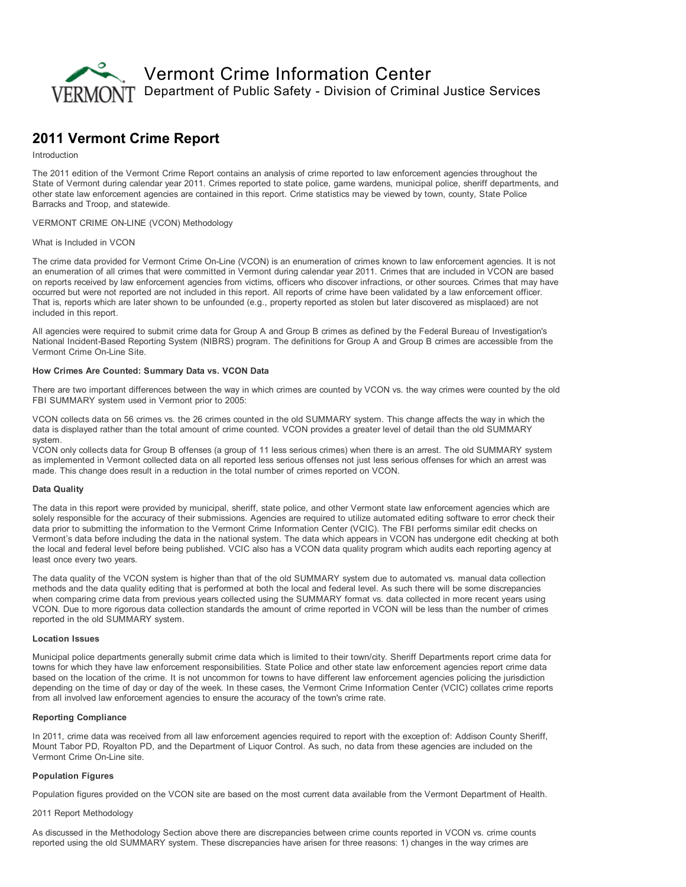# Vermont Crime Information Center

Department of Public Safety - Division of Criminal Justice Services

## 2011 Vermont Crime Report

Introduction

The 2011 edition of the Vermont Crime Report contains an analysis of crime reported to law enforcement agencies throughout the State of Vermont during calendar year 2011. Crimes reported to state police, game wardens, municipal police, sheriff departments, and other state law enforcement agencies are contained in this report. Crime statistics may be viewed by town, county, State Police Barracks and Troop, and statewide.

VERMONT CRIME ON-LINE (VCON) Methodology

What is Included in VCON

The crime data provided for Vermont Crime On-Line (VCON) is an enumeration of crimes known to law enforcement agencies. It is not an enumeration of all crimes that were committed in Vermont during calendar year 2011. Crimes that are included in VCON are based on reports received by law enforcement agencies from victims, officers who discover infractions, or other sources. Crimes that may have occurred but were not reported are not included in this report. All reports of crime have been validated by a law enforcement officer. That is, reports which are later shown to be unfounded (e.g., property reported as stolen but later discovered as misplaced) are not included in this report.

All agencies were required to submit crime data for Group A and Group B crimes as defined by the Federal Bureau of Investigation's National Incident-Based Reporting System (NIBRS) program. The definitions for Group A and Group B crimes are accessible from the Vermont Crime On-Line Site.

**How Crimes Are Counted: Summary Data vs. VCON Data**

There are two important differences between the way in which crimes are counted by VCON vs. the way crimes were counted by the old FBI SUMMARY system used in Vermont prior to 2005:

VCON collects data on 56 crimes vs. the 26 crimes counted in the old SUMMARY system. This change affects the way in which the data is displayed rather than the total amount of crime counted. VCON provides a greater level of detail than the old SUMMARY system.

VCON only collects data for Group B offenses (a group of 11 less serious crimes) when there is an arrest. The old SUMMARY system as implemented in Vermont collected data on all reported less serious offenses not just less serious offenses for which an arrest was made. This change does result in a reduction in the total number of crimes reported on VCON.

**Data Quality**

The data in this report were provided by municipal, sheriff, state police, and other Vermont state law enforcement agencies which are solely responsible for the accuracy of their submissions. Agencies are required to utilize automated editing software to error check their data prior to submitting the information to the Vermont Crime Information Center (VCIC). The FBI performs similar edit checks on Vermont's data before including the data in the national system. The data which appears in VCON has undergone edit checking at both the local and federal level before being published. VCIC also has a VCON data quality program which audits each reporting agency at least once every two years.

The data quality of the VCON system is higher than that of the old SUMMARY system due to automated vs. manual data collection methods and the data quality editing that is performed at both the local and federal level. As such there will be some discrepancies when comparing crime data from previous years collected using the SUMMARY format vs. data collected in more recent years using VCON. Due to more rigorous data collection standards the amount of crime reported in VCON will be less than the number of crimes reported in the old SUMMARY system.

**Location Issues**

Municipal police departments generally submit crime data which is limited to their town/city. Sheriff Departments report crime data for towns for which they have law enforcement responsibilities. State Police and other state law enforcement agencies report crime data based on the location of the crime. It is not uncommon for towns to have different law enforcement agencies policing the jurisdiction depending on the time of day or day of the week. In these cases, the Vermont Crime Information Center (VCIC) collates crime reports from all involved law enforcement agencies to ensure the accuracy of the town's crime rate.

**Reporting Compliance**

In 2011, crime data was received from all law enforcement agencies required to report with the exception of: Addison County Sheriff, Mount Tabor PD, Royalton PD, and the Department of Liquor Control. As such, no data from these agencies are included on the Vermont Crime On-Line site.

**Population Figures**

Population figures provided on the VCON site are based on the most current data available from the Vermont Department of Health.

2011 Report Methodology

As discussed in the Methodology Section above there are discrepancies between crime counts reported in VCON vs. crime counts reported using the old SUMMARY system. These discrepancies have arisen for three reasons: 1) changes in the way crimes are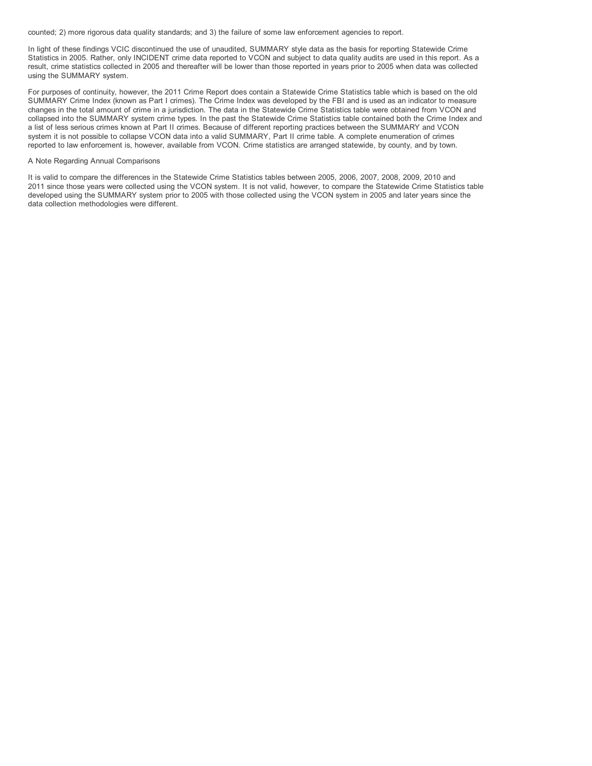counted; 2) more rigorous data quality standards; and 3) the failure of some law enforcement agencies to report.

In light of these findings VCIC discontinued the use of unaudited, SUMMARY style data as the basis for reporting Statewide Crime Statistics in 2005. Rather, only INCIDENT crime data reported to VCON and subject to data quality audits are used in this report. As a result, crime statistics collected in 2005 and thereafter will be lower than those reported in years prior to 2005 when data was collected using the SUMMARY system.

For purposes of continuity, however, the 2011 Crime Report does contain a Statewide Crime Statistics table which is based on the old SUMMARY Crime Index (known as Part I crimes). The Crime Index was developed by the FBI and is used as an indicator to measure changes in the total amount of crime in a jurisdiction. The data in the Statewide Crime Statistics table were obtained from VCON and collapsed into the SUMMARY system crime types. In the past the Statewide Crime Statistics table contained both the Crime Index and a list of less serious crimes known at Part II crimes. Because of different reporting practices between the SUMMARY and VCON system it is not possible to collapse VCON data into a valid SUMMARY, Part II crime table. A complete enumeration of crimes reported to law enforcement is, however, available from VCON. Crime statistics are arranged statewide, by county, and by town.

A Note Regarding Annual Comparisons

It is valid to compare the differences in the Statewide Crime Statistics tables between 2005, 2006, 2007, 2008, 2009, 2010 and 2011 since those years were collected using the VCON system. It is not valid, however, to compare the Statewide Crime Statistics table developed using the SUMMARY system prior to 2005 with those collected using the VCON system in 2005 and later years since the data collection methodologies were different.